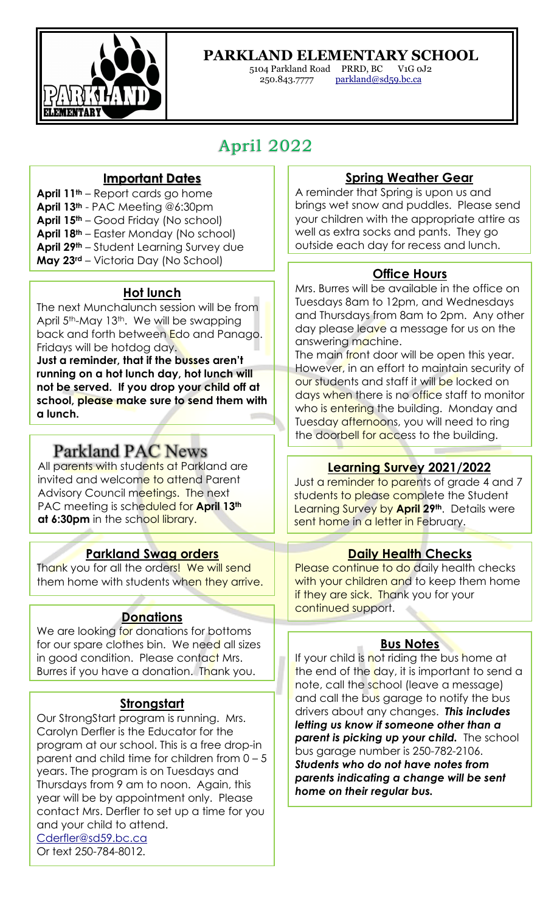# PARKLAND ELEMENTARY SCHOOL

5104 Parkland Road PRRD, BC V1G 0J2
250.843.7777 parkland@sd59.bc.ca

## April 2022

### Important Dates

**April 11th** – Report cards go home
**April 13th** - PAC Meeting @6:30pm
**April 15th** – Good Friday (No school)
**April 18th** – Easter Monday (No school)
**April 29th** – Student Learning Survey due
**May 23rd** – Victoria Day (No School)

### Hot lunch

The next Munchalunch session will be from April 5th-May 13th. We will be swapping back and forth between Edo and Panago. Fridays will be hotdog day.

**Just a reminder, that if the busses aren't running on a hot lunch day, hot lunch will not be served. If you drop your child off at school, please make sure to send them with a lunch.**

### Parkland PAC News

All parents with students at Parkland are invited and welcome to attend Parent Advisory Council meetings. The next PAC meeting is scheduled for **April 13th at 6:30pm** in the school library.

### Parkland Swag orders

Thank you for all the orders! We will send them home with students when they arrive.

### Donations

We are looking for donations for bottoms for our spare clothes bin. We need all sizes in good condition. Please contact Mrs. Burres if you have a donation. Thank you.

### Strongstart

Our StrongStart program is running. Mrs. Carolyn Derfler is the Educator for the program at our school. This is a free drop-in parent and child time for children from 0 – 5 years. The program is on Tuesdays and Thursdays from 9 am to noon. Again, this year will be by appointment only. Please contact Mrs. Derfler to set up a time for you and your child to attend.
Cderfler@sd59.bc.ca
Or text 250-784-8012.

### Spring Weather Gear

A reminder that Spring is upon us and brings wet snow and puddles. Please send your children with the appropriate attire as well as extra socks and pants. They go outside each day for recess and lunch.

### Office Hours

Mrs. Burres will be available in the office on Tuesdays 8am to 12pm, and Wednesdays and Thursdays from 8am to 2pm. Any other day please leave a message for us on the answering machine.

The main front door will be open this year. However, in an effort to maintain security of our students and staff it will be locked on days when there is no office staff to monitor who is entering the building. Monday and Tuesday afternoons, you will need to ring the doorbell for access to the building.

### Learning Survey 2021/2022

Just a reminder to parents of grade 4 and 7 students to please complete the Student Learning Survey by **April 29th**. Details were sent home in a letter in February.

### Daily Health Checks

Please continue to do daily health checks with your children and to keep them home if they are sick. Thank you for your continued support.

### Bus Notes

If your child is not riding the bus home at the end of the day, it is important to send a note, call the school (leave a message) and call the bus garage to notify the bus drivers about any changes. ***This includes letting us know if someone other than a parent is picking up your child.*** The school bus garage number is 250-782-2106. ***Students who do not have notes from parents indicating a change will be sent home on their regular bus.***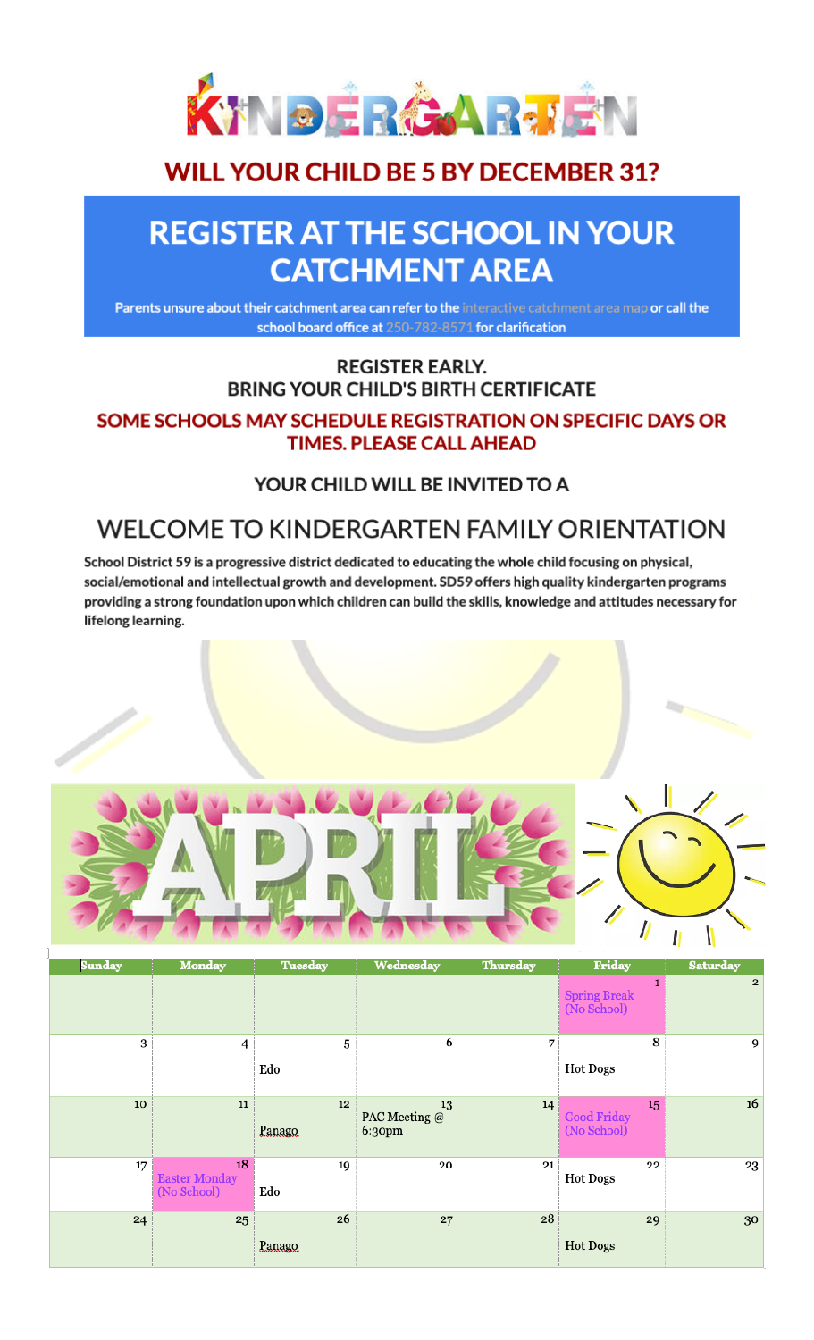# KINDERGARTEN

## WILL YOUR CHILD BE 5 BY DECEMBER 31?

## REGISTER AT THE SCHOOL IN YOUR CATCHMENT AREA

**Parents unsure about their catchment area can refer to the interactive catchment area map or call the school board office at 250-782-8571 for clarification**

### REGISTER EARLY.
### BRING YOUR CHILD'S BIRTH CERTIFICATE

### SOME SCHOOLS MAY SCHEDULE REGISTRATION ON SPECIFIC DAYS OR TIMES. PLEASE CALL AHEAD

### YOUR CHILD WILL BE INVITED TO A

## WELCOME TO KINDERGARTEN FAMILY ORIENTATION

**School District 59 is a progressive district dedicated to educating the whole child focusing on physical, social/emotional and intellectual growth and development. SD59 offers high quality kindergarten programs providing a strong foundation upon which children can build the skills, knowledge and attitudes necessary for lifelong learning.**

# APRIL

| Sunday | Monday | Tuesday | Wednesday | Thursday | Friday | Saturday |
|---|---|---|---|---|---|---|
| | | | | | 1 Spring Break (No School) | 2 |
| 3 | 4 | 5 Edo | 6 | 7 | 8 Hot Dogs | 9 |
| 10 | 11 | 12 Panago | 13 PAC Meeting @ 6:30pm | 14 | 15 Good Friday (No School) | 16 |
| 17 | 18 Easter Monday (No School) | 19 Edo | 20 | 21 | 22 Hot Dogs | 23 |
| 24 | 25 | 26 Panago | 27 | 28 | 29 Hot Dogs | 30 |